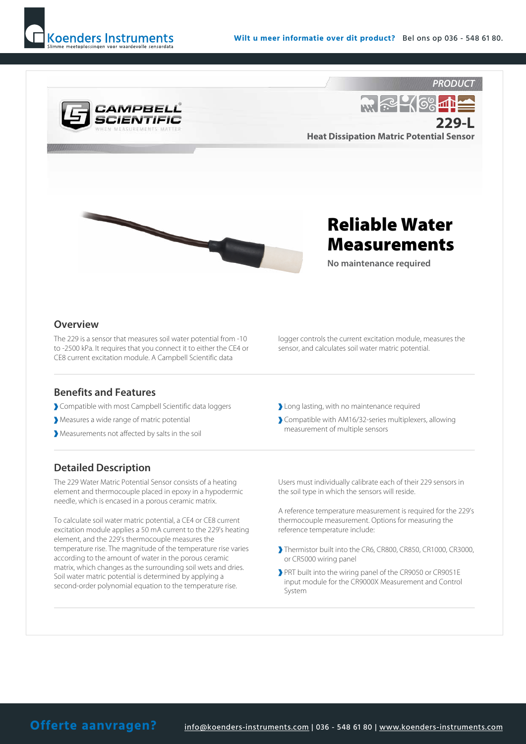PRODUCT

# 229-L

**Heat Dissipation Matric Potential Sensor**

## Reliable Water Measurements

**No maintenance required**

### Overview

The 229 is a sensor that measures soil water potential from -10 to -2500 kPa. It requires that you connect it to either the CE4 or CE8 current excitation module. A Campbell Scientific data logger controls the current excitation module, measures the sensor, and calculates soil water matric potential.

### Benefits and Features

- Compatible with most Campbell Scientific data loggers
- Measures a wide range of matric potential
- Measurements not affected by salts in the soil
- Long lasting, with no maintenance required
- Compatible with AM16/32-series multiplexers, allowing measurement of multiple sensors

### Detailed Description

The 229 Water Matric Potential Sensor consists of a heating element and thermocouple placed in epoxy in a hypodermic needle, which is encased in a porous ceramic matrix.

To calculate soil water matric potential, a CE4 or CE8 current excitation module applies a 50 mA current to the 229's heating element, and the 229's thermocouple measures the temperature rise. The magnitude of the temperature rise varies according to the amount of water in the porous ceramic matrix, which changes as the surrounding soil wets and dries. Soil water matric potential is determined by applying a second-order polynomial equation to the temperature rise.

Users must individually calibrate each of their 229 sensors in the soil type in which the sensors will reside.

A reference temperature measurement is required for the 229's thermocouple measurement. Options for measuring the reference temperature include:

- Thermistor built into the CR6, CR800, CR850, CR1000, CR3000, or CR5000 wiring panel
- PRT built into the wiring panel of the CR9050 or CR9051E input module for the CR9000X Measurement and Control System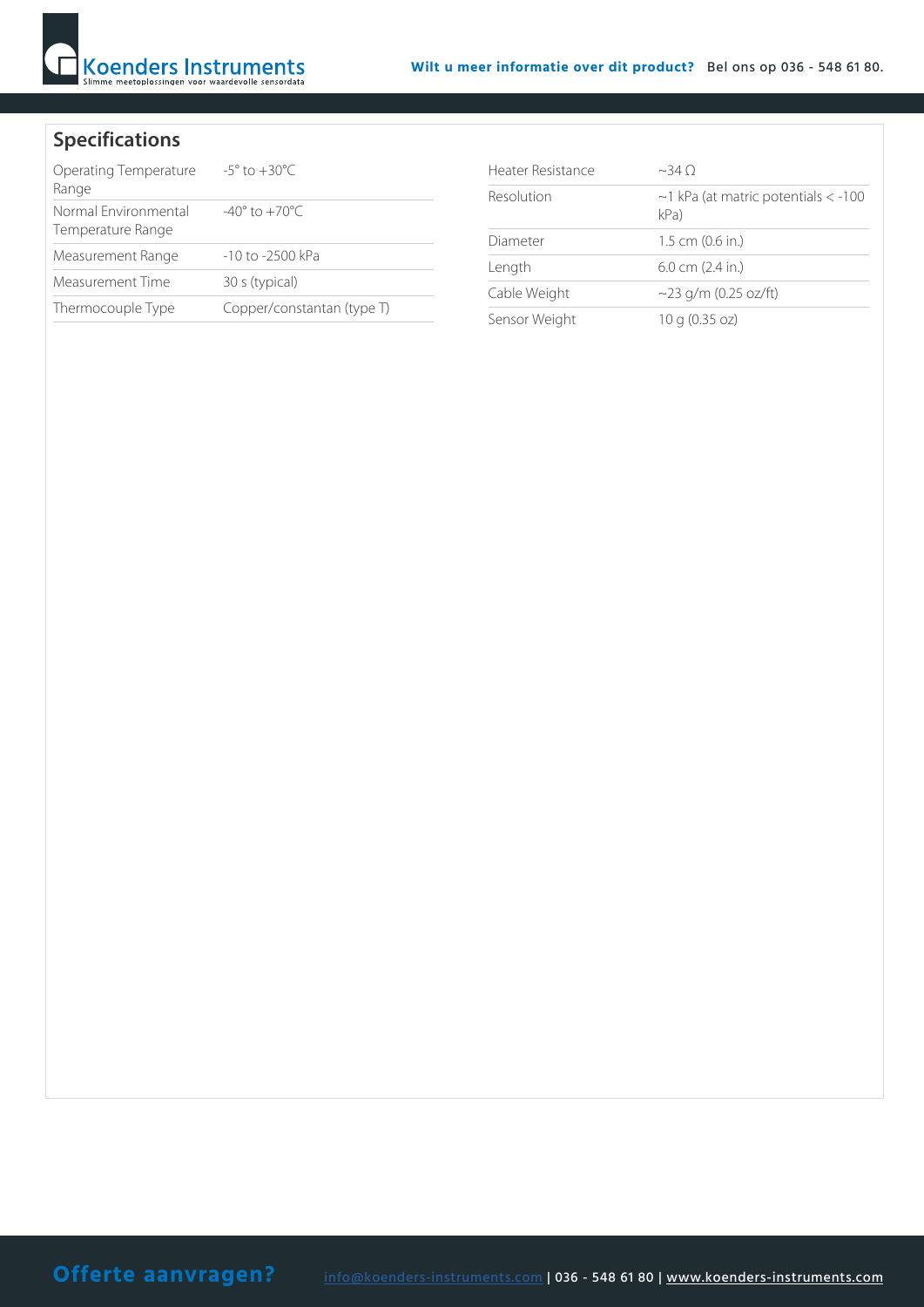## Specifications

| | |
|---|---|
| Operating Temperature Range | -5° to +30°C |
| Normal Environmental Temperature Range | -40° to +70°C |
| Measurement Range | -10 to -2500 kPa |
| Measurement Time | 30 s (typical) |
| Thermocouple Type | Copper/constantan (type T) |
| Heater Resistance | ~34 Ω |
| Resolution | ~1 kPa (at matric potentials < -100 kPa) |
| Diameter | 1.5 cm (0.6 in.) |
| Length | 6.0 cm (2.4 in.) |
| Cable Weight | ~23 g/m (0.25 oz/ft) |
| Sensor Weight | 10 g (0.35 oz) |